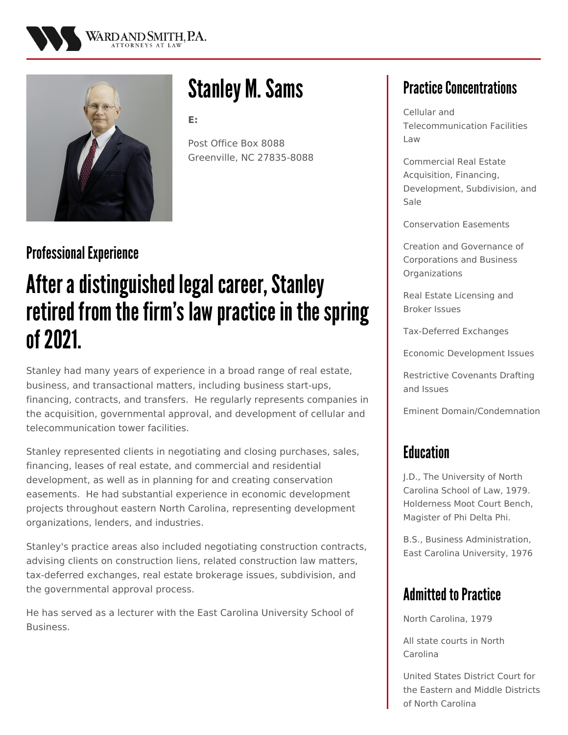WARD AND SMITH, P.A.
ATTORNEYS AT LAW

# Stanley M. Sams

**E:**

Post Office Box 8088
Greenville, NC 27835-8088

## Professional Experience

## After a distinguished legal career, Stanley retired from the firm's law practice in the spring of 2021.

Stanley had many years of experience in a broad range of real estate, business, and transactional matters, including business start-ups, financing, contracts, and transfers.  He regularly represents companies in the acquisition, governmental approval, and development of cellular and telecommunication tower facilities.

Stanley represented clients in negotiating and closing purchases, sales, financing, leases of real estate, and commercial and residential development, as well as in planning for and creating conservation easements.  He had substantial experience in economic development projects throughout eastern North Carolina, representing development organizations, lenders, and industries.

Stanley's practice areas also included negotiating construction contracts, advising clients on construction liens, related construction law matters, tax-deferred exchanges, real estate brokerage issues, subdivision, and the governmental approval process.

He has served as a lecturer with the East Carolina University School of Business.

## Practice Concentrations

Cellular and Telecommunication Facilities Law

Commercial Real Estate Acquisition, Financing, Development, Subdivision, and Sale

Conservation Easements

Creation and Governance of Corporations and Business Organizations

Real Estate Licensing and Broker Issues

Tax-Deferred Exchanges

Economic Development Issues

Restrictive Covenants Drafting and Issues

Eminent Domain/Condemnation

## Education

J.D., The University of North Carolina School of Law, 1979. Holderness Moot Court Bench, Magister of Phi Delta Phi.

B.S., Business Administration, East Carolina University, 1976

## Admitted to Practice

North Carolina, 1979

All state courts in North Carolina

United States District Court for the Eastern and Middle Districts of North Carolina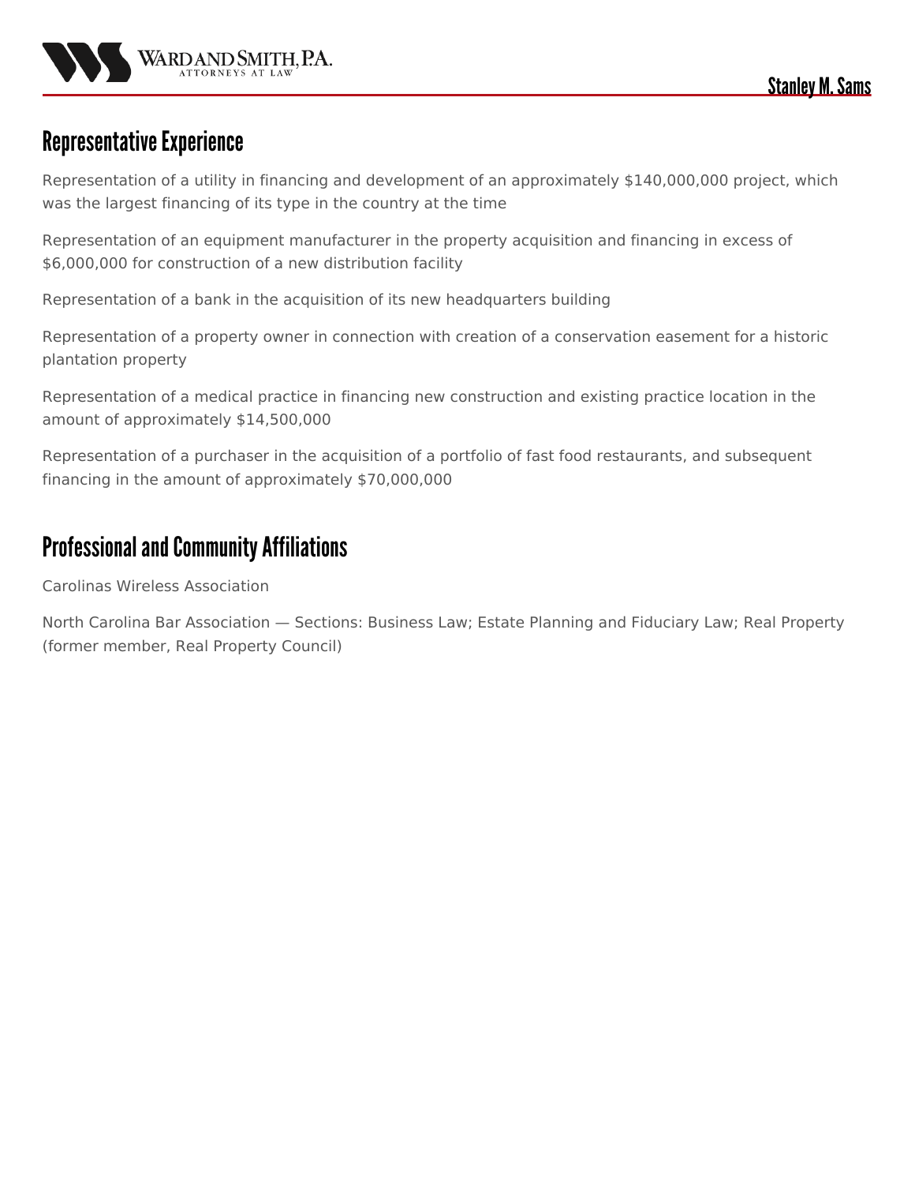## Representative Experience

Representation of a utility in financing and development of an approximately $140,000,000 project, which was the largest financing of its type in the country at the time

Representation of an equipment manufacturer in the property acquisition and financing in excess of $6,000,000 for construction of a new distribution facility

Representation of a bank in the acquisition of its new headquarters building

Representation of a property owner in connection with creation of a conservation easement for a historic plantation property

Representation of a medical practice in financing new construction and existing practice location in the amount of approximately $14,500,000

Representation of a purchaser in the acquisition of a portfolio of fast food restaurants, and subsequent financing in the amount of approximately $70,000,000

## Professional and Community Affiliations

Carolinas Wireless Association

North Carolina Bar Association — Sections: Business Law; Estate Planning and Fiduciary Law; Real Property (former member, Real Property Council)